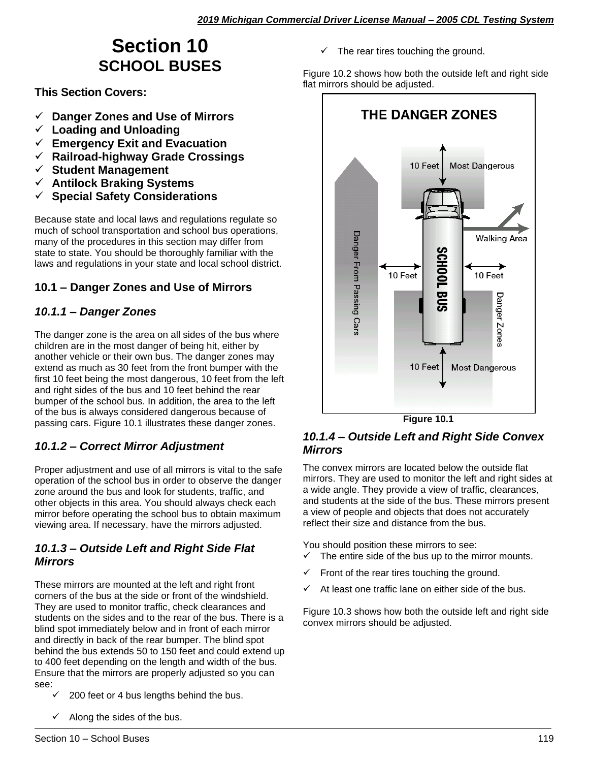# Section 10
## SCHOOL BUSES

**This Section Covers:**

- ✓ **Danger Zones and Use of Mirrors**
- ✓ **Loading and Unloading**
- ✓ **Emergency Exit and Evacuation**
- ✓ **Railroad-highway Grade Crossings**
- ✓ **Student Management**
- ✓ **Antilock Braking Systems**
- ✓ **Special Safety Considerations**

Because state and local laws and regulations regulate so much of school transportation and school bus operations, many of the procedures in this section may differ from state to state. You should be thoroughly familiar with the laws and regulations in your state and local school district.

### 10.1 – Danger Zones and Use of Mirrors

#### *10.1.1 – Danger Zones*

The danger zone is the area on all sides of the bus where children are in the most danger of being hit, either by another vehicle or their own bus. The danger zones may extend as much as 30 feet from the front bumper with the first 10 feet being the most dangerous, 10 feet from the left and right sides of the bus and 10 feet behind the rear bumper of the school bus. In addition, the area to the left of the bus is always considered dangerous because of passing cars. Figure 10.1 illustrates these danger zones.

#### *10.1.2 – Correct Mirror Adjustment*

Proper adjustment and use of all mirrors is vital to the safe operation of the school bus in order to observe the danger zone around the bus and look for students, traffic, and other objects in this area. You should always check each mirror before operating the school bus to obtain maximum viewing area. If necessary, have the mirrors adjusted.

#### *10.1.3 – Outside Left and Right Side Flat Mirrors*

These mirrors are mounted at the left and right front corners of the bus at the side or front of the windshield. They are used to monitor traffic, check clearances and students on the sides and to the rear of the bus. There is a blind spot immediately below and in front of each mirror and directly in back of the rear bumper. The blind spot behind the bus extends 50 to 150 feet and could extend up to 400 feet depending on the length and width of the bus. Ensure that the mirrors are properly adjusted so you can see:

- ✓ 200 feet or 4 bus lengths behind the bus.
- ✓ Along the sides of the bus.
- ✓ The rear tires touching the ground.

Figure 10.2 shows how both the outside left and right side flat mirrors should be adjusted.

**Figure 10.1**

#### *10.1.4 – Outside Left and Right Side Convex Mirrors*

The convex mirrors are located below the outside flat mirrors. They are used to monitor the left and right sides at a wide angle. They provide a view of traffic, clearances, and students at the side of the bus. These mirrors present a view of people and objects that does not accurately reflect their size and distance from the bus.

You should position these mirrors to see:

- ✓ The entire side of the bus up to the mirror mounts.
- ✓ Front of the rear tires touching the ground.
- ✓ At least one traffic lane on either side of the bus.

Figure 10.3 shows how both the outside left and right side convex mirrors should be adjusted.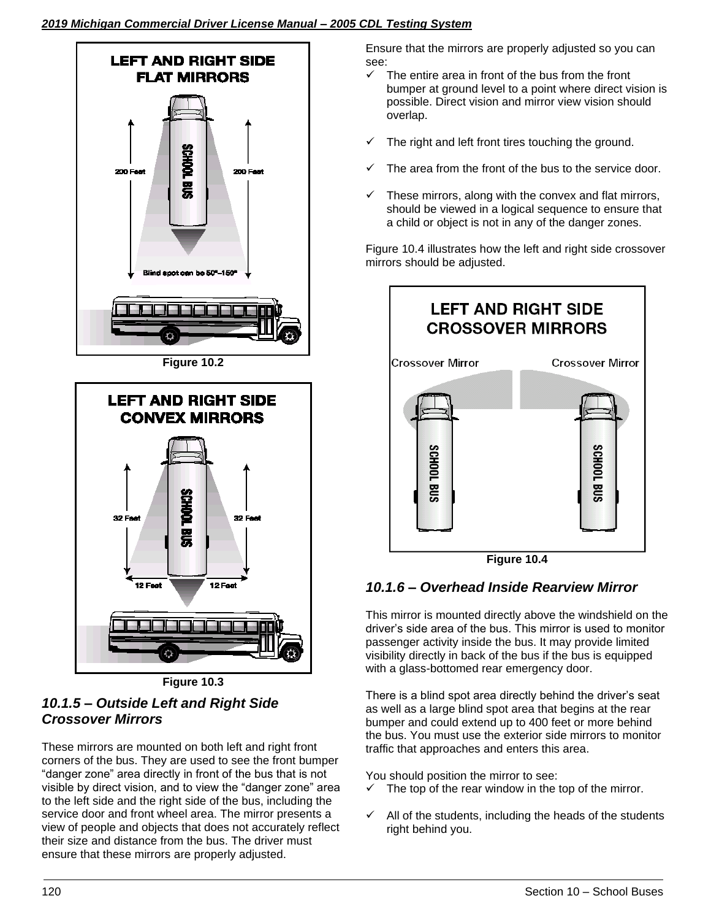LEFT AND RIGHT SIDE FLAT MIRRORS

Figure 10.2

LEFT AND RIGHT SIDE CONVEX MIRRORS

Figure 10.3

### 10.1.5 – Outside Left and Right Side Crossover Mirrors

These mirrors are mounted on both left and right front corners of the bus. They are used to see the front bumper "danger zone" area directly in front of the bus that is not visible by direct vision, and to view the "danger zone" area to the left side and the right side of the bus, including the service door and front wheel area. The mirror presents a view of people and objects that does not accurately reflect their size and distance from the bus. The driver must ensure that these mirrors are properly adjusted.

Ensure that the mirrors are properly adjusted so you can see:

- ✓ The entire area in front of the bus from the front bumper at ground level to a point where direct vision is possible. Direct vision and mirror view vision should overlap.
- ✓ The right and left front tires touching the ground.
- ✓ The area from the front of the bus to the service door.
- ✓ These mirrors, along with the convex and flat mirrors, should be viewed in a logical sequence to ensure that a child or object is not in any of the danger zones.

Figure 10.4 illustrates how the left and right side crossover mirrors should be adjusted.

LEFT AND RIGHT SIDE CROSSOVER MIRRORS

Figure 10.4

### 10.1.6 – Overhead Inside Rearview Mirror

This mirror is mounted directly above the windshield on the driver's side area of the bus. This mirror is used to monitor passenger activity inside the bus. It may provide limited visibility directly in back of the bus if the bus is equipped with a glass-bottomed rear emergency door.

There is a blind spot area directly behind the driver's seat as well as a large blind spot area that begins at the rear bumper and could extend up to 400 feet or more behind the bus. You must use the exterior side mirrors to monitor traffic that approaches and enters this area.

You should position the mirror to see:

- ✓ The top of the rear window in the top of the mirror.
- ✓ All of the students, including the heads of the students right behind you.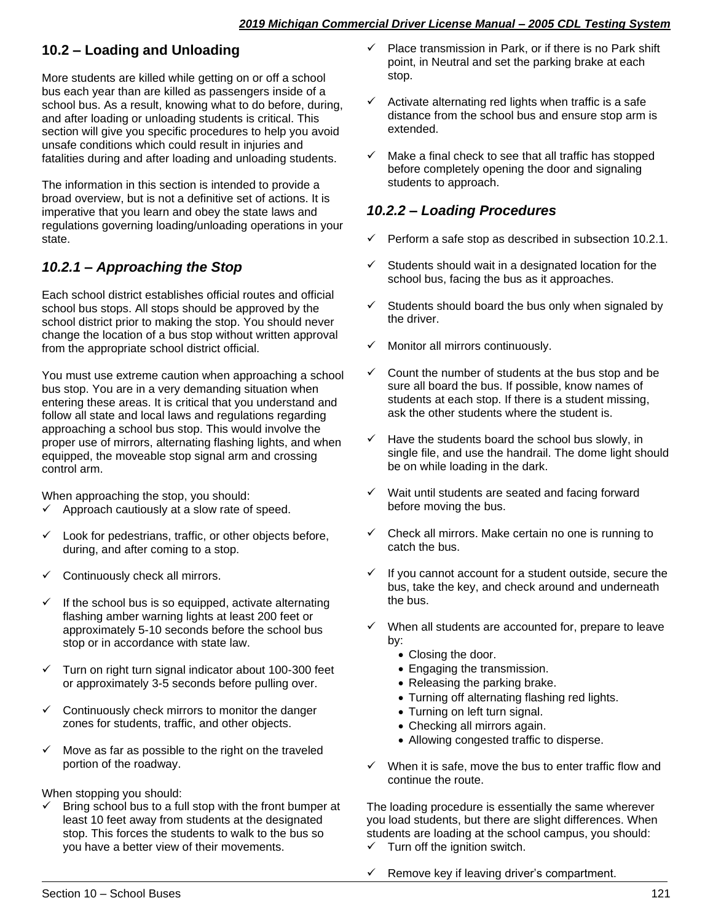## 10.2 – Loading and Unloading

More students are killed while getting on or off a school bus each year than are killed as passengers inside of a school bus. As a result, knowing what to do before, during, and after loading or unloading students is critical. This section will give you specific procedures to help you avoid unsafe conditions which could result in injuries and fatalities during and after loading and unloading students.

The information in this section is intended to provide a broad overview, but is not a definitive set of actions. It is imperative that you learn and obey the state laws and regulations governing loading/unloading operations in your state.

### *10.2.1 – Approaching the Stop*

Each school district establishes official routes and official school bus stops. All stops should be approved by the school district prior to making the stop. You should never change the location of a bus stop without written approval from the appropriate school district official.

You must use extreme caution when approaching a school bus stop. You are in a very demanding situation when entering these areas. It is critical that you understand and follow all state and local laws and regulations regarding approaching a school bus stop. This would involve the proper use of mirrors, alternating flashing lights, and when equipped, the moveable stop signal arm and crossing control arm.

When approaching the stop, you should:

- ✓ Approach cautiously at a slow rate of speed.
- ✓ Look for pedestrians, traffic, or other objects before, during, and after coming to a stop.
- ✓ Continuously check all mirrors.
- ✓ If the school bus is so equipped, activate alternating flashing amber warning lights at least 200 feet or approximately 5-10 seconds before the school bus stop or in accordance with state law.
- ✓ Turn on right turn signal indicator about 100-300 feet or approximately 3-5 seconds before pulling over.
- ✓ Continuously check mirrors to monitor the danger zones for students, traffic, and other objects.
- ✓ Move as far as possible to the right on the traveled portion of the roadway.

When stopping you should:

- ✓ Bring school bus to a full stop with the front bumper at least 10 feet away from students at the designated stop. This forces the students to walk to the bus so you have a better view of their movements.
- ✓ Place transmission in Park, or if there is no Park shift point, in Neutral and set the parking brake at each stop.
- ✓ Activate alternating red lights when traffic is a safe distance from the school bus and ensure stop arm is extended.
- ✓ Make a final check to see that all traffic has stopped before completely opening the door and signaling students to approach.

### *10.2.2 – Loading Procedures*

- ✓ Perform a safe stop as described in subsection 10.2.1.
- ✓ Students should wait in a designated location for the school bus, facing the bus as it approaches.
- ✓ Students should board the bus only when signaled by the driver.
- ✓ Monitor all mirrors continuously.
- ✓ Count the number of students at the bus stop and be sure all board the bus. If possible, know names of students at each stop. If there is a student missing, ask the other students where the student is.
- ✓ Have the students board the school bus slowly, in single file, and use the handrail. The dome light should be on while loading in the dark.
- ✓ Wait until students are seated and facing forward before moving the bus.
- ✓ Check all mirrors. Make certain no one is running to catch the bus.
- ✓ If you cannot account for a student outside, secure the bus, take the key, and check around and underneath the bus.
- ✓ When all students are accounted for, prepare to leave by:
  - Closing the door.
  - Engaging the transmission.
  - Releasing the parking brake.
  - Turning off alternating flashing red lights.
  - Turning on left turn signal.
  - Checking all mirrors again.
  - Allowing congested traffic to disperse.
- ✓ When it is safe, move the bus to enter traffic flow and continue the route.

The loading procedure is essentially the same wherever you load students, but there are slight differences. When students are loading at the school campus, you should:

- ✓ Turn off the ignition switch.
- ✓ Remove key if leaving driver's compartment.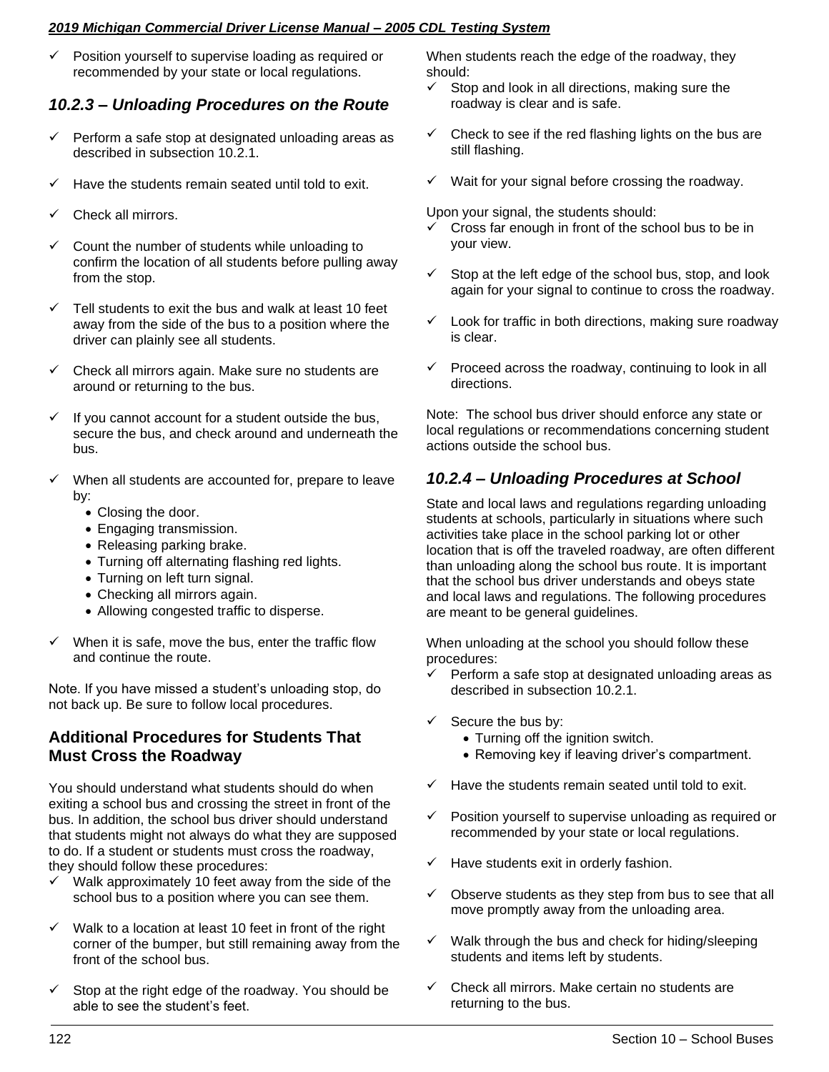- ✓ Position yourself to supervise loading as required or recommended by your state or local regulations.

### *10.2.3 – Unloading Procedures on the Route*

- ✓ Perform a safe stop at designated unloading areas as described in subsection 10.2.1.
- ✓ Have the students remain seated until told to exit.
- ✓ Check all mirrors.
- ✓ Count the number of students while unloading to confirm the location of all students before pulling away from the stop.
- ✓ Tell students to exit the bus and walk at least 10 feet away from the side of the bus to a position where the driver can plainly see all students.
- ✓ Check all mirrors again. Make sure no students are around or returning to the bus.
- ✓ If you cannot account for a student outside the bus, secure the bus, and check around and underneath the bus.
- ✓ When all students are accounted for, prepare to leave by:
  - Closing the door.
  - Engaging transmission.
  - Releasing parking brake.
  - Turning off alternating flashing red lights.
  - Turning on left turn signal.
  - Checking all mirrors again.
  - Allowing congested traffic to disperse.
- ✓ When it is safe, move the bus, enter the traffic flow and continue the route.

Note. If you have missed a student's unloading stop, do not back up. Be sure to follow local procedures.

#### Additional Procedures for Students That Must Cross the Roadway

You should understand what students should do when exiting a school bus and crossing the street in front of the bus. In addition, the school bus driver should understand that students might not always do what they are supposed to do. If a student or students must cross the roadway, they should follow these procedures:

- ✓ Walk approximately 10 feet away from the side of the school bus to a position where you can see them.
- ✓ Walk to a location at least 10 feet in front of the right corner of the bumper, but still remaining away from the front of the school bus.
- ✓ Stop at the right edge of the roadway. You should be able to see the student's feet.

When students reach the edge of the roadway, they should:

- ✓ Stop and look in all directions, making sure the roadway is clear and is safe.
- ✓ Check to see if the red flashing lights on the bus are still flashing.
- ✓ Wait for your signal before crossing the roadway.

Upon your signal, the students should:

- ✓ Cross far enough in front of the school bus to be in your view.
- ✓ Stop at the left edge of the school bus, stop, and look again for your signal to continue to cross the roadway.
- ✓ Look for traffic in both directions, making sure roadway is clear.
- ✓ Proceed across the roadway, continuing to look in all directions.

Note: The school bus driver should enforce any state or local regulations or recommendations concerning student actions outside the school bus.

### *10.2.4 – Unloading Procedures at School*

State and local laws and regulations regarding unloading students at schools, particularly in situations where such activities take place in the school parking lot or other location that is off the traveled roadway, are often different than unloading along the school bus route. It is important that the school bus driver understands and obeys state and local laws and regulations. The following procedures are meant to be general guidelines.

When unloading at the school you should follow these procedures:

- ✓ Perform a safe stop at designated unloading areas as described in subsection 10.2.1.
- ✓ Secure the bus by:
  - Turning off the ignition switch.
  - Removing key if leaving driver's compartment.
- ✓ Have the students remain seated until told to exit.
- ✓ Position yourself to supervise unloading as required or recommended by your state or local regulations.
- ✓ Have students exit in orderly fashion.
- ✓ Observe students as they step from bus to see that all move promptly away from the unloading area.
- ✓ Walk through the bus and check for hiding/sleeping students and items left by students.
- ✓ Check all mirrors. Make certain no students are returning to the bus.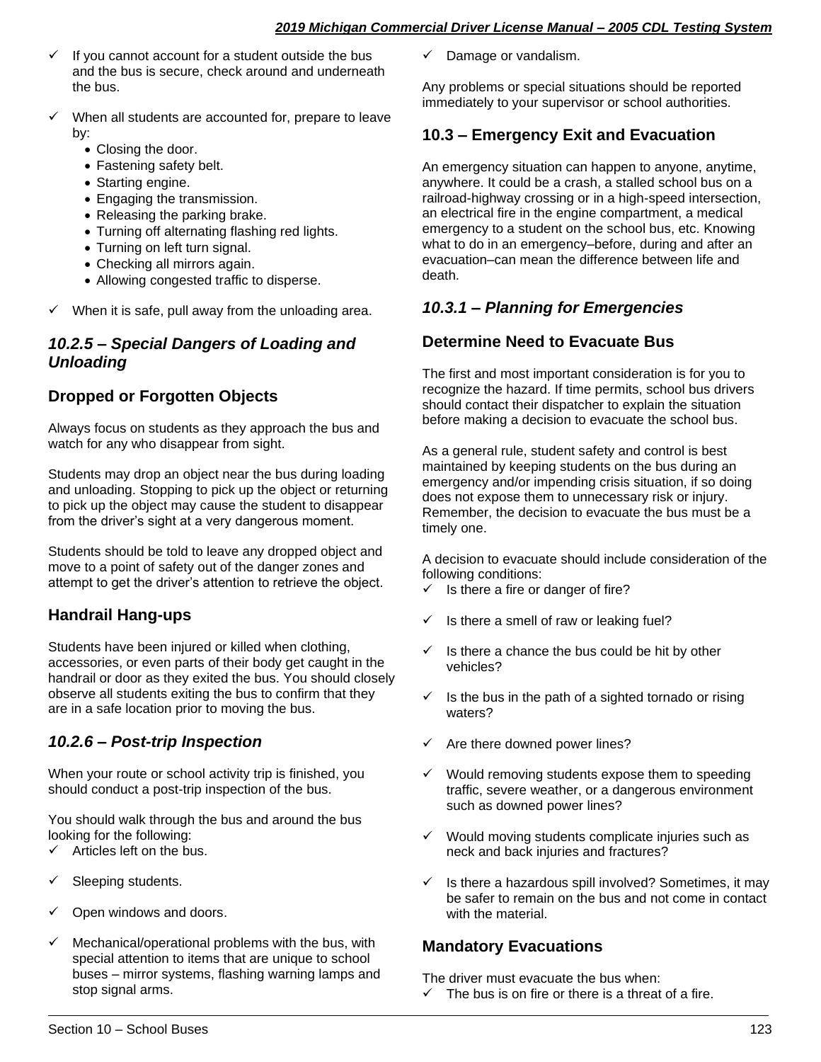- ✓ If you cannot account for a student outside the bus and the bus is secure, check around and underneath the bus.
- ✓ When all students are accounted for, prepare to leave by:
  - Closing the door.
  - Fastening safety belt.
  - Starting engine.
  - Engaging the transmission.
  - Releasing the parking brake.
  - Turning off alternating flashing red lights.
  - Turning on left turn signal.
  - Checking all mirrors again.
  - Allowing congested traffic to disperse.
- ✓ When it is safe, pull away from the unloading area.

### *10.2.5 – Special Dangers of Loading and Unloading*

#### Dropped or Forgotten Objects

Always focus on students as they approach the bus and watch for any who disappear from sight.

Students may drop an object near the bus during loading and unloading. Stopping to pick up the object or returning to pick up the object may cause the student to disappear from the driver's sight at a very dangerous moment.

Students should be told to leave any dropped object and move to a point of safety out of the danger zones and attempt to get the driver's attention to retrieve the object.

#### Handrail Hang-ups

Students have been injured or killed when clothing, accessories, or even parts of their body get caught in the handrail or door as they exited the bus. You should closely observe all students exiting the bus to confirm that they are in a safe location prior to moving the bus.

### *10.2.6 – Post-trip Inspection*

When your route or school activity trip is finished, you should conduct a post-trip inspection of the bus.

You should walk through the bus and around the bus looking for the following:

- ✓ Articles left on the bus.
- ✓ Sleeping students.
- ✓ Open windows and doors.
- ✓ Mechanical/operational problems with the bus, with special attention to items that are unique to school buses – mirror systems, flashing warning lamps and stop signal arms.
- ✓ Damage or vandalism.

Any problems or special situations should be reported immediately to your supervisor or school authorities.

## 10.3 – Emergency Exit and Evacuation

An emergency situation can happen to anyone, anytime, anywhere. It could be a crash, a stalled school bus on a railroad-highway crossing or in a high-speed intersection, an electrical fire in the engine compartment, a medical emergency to a student on the school bus, etc. Knowing what to do in an emergency–before, during and after an evacuation–can mean the difference between life and death.

### *10.3.1 – Planning for Emergencies*

#### Determine Need to Evacuate Bus

The first and most important consideration is for you to recognize the hazard. If time permits, school bus drivers should contact their dispatcher to explain the situation before making a decision to evacuate the school bus.

As a general rule, student safety and control is best maintained by keeping students on the bus during an emergency and/or impending crisis situation, if so doing does not expose them to unnecessary risk or injury. Remember, the decision to evacuate the bus must be a timely one.

A decision to evacuate should include consideration of the following conditions:

- ✓ Is there a fire or danger of fire?
- ✓ Is there a smell of raw or leaking fuel?
- ✓ Is there a chance the bus could be hit by other vehicles?
- ✓ Is the bus in the path of a sighted tornado or rising waters?
- ✓ Are there downed power lines?
- ✓ Would removing students expose them to speeding traffic, severe weather, or a dangerous environment such as downed power lines?
- ✓ Would moving students complicate injuries such as neck and back injuries and fractures?
- ✓ Is there a hazardous spill involved? Sometimes, it may be safer to remain on the bus and not come in contact with the material.

#### Mandatory Evacuations

The driver must evacuate the bus when:

- ✓ The bus is on fire or there is a threat of a fire.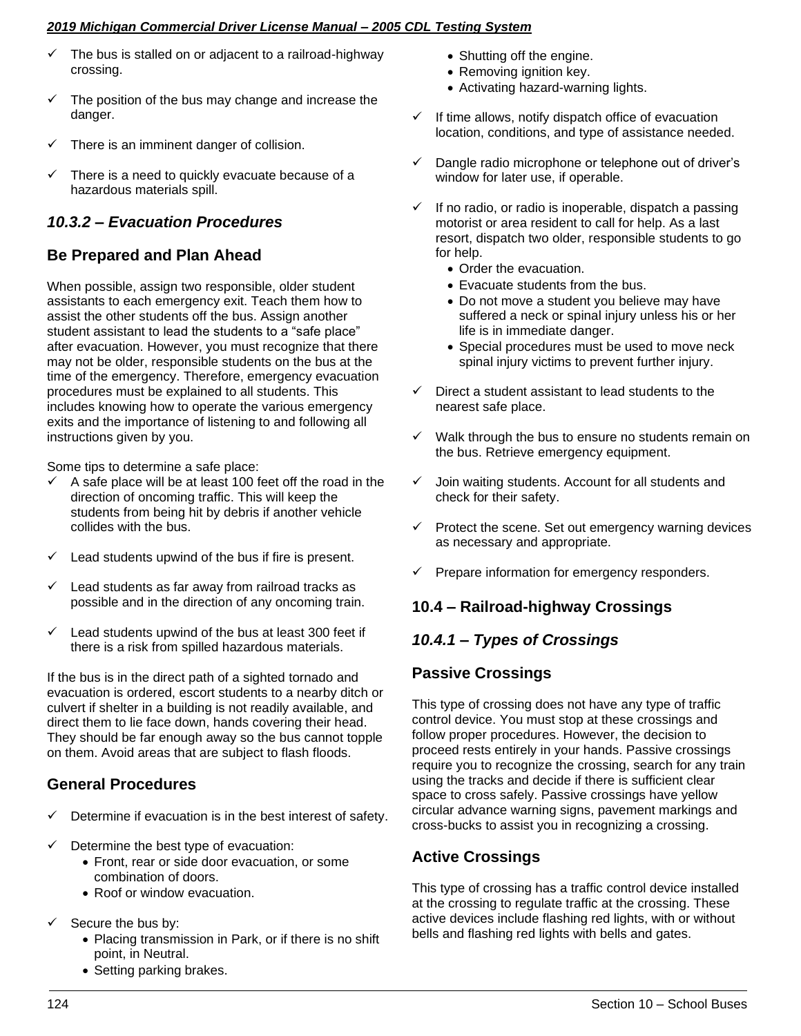- ✓ The bus is stalled on or adjacent to a railroad-highway crossing.
- ✓ The position of the bus may change and increase the danger.
- ✓ There is an imminent danger of collision.
- ✓ There is a need to quickly evacuate because of a hazardous materials spill.

### *10.3.2 – Evacuation Procedures*

### Be Prepared and Plan Ahead

When possible, assign two responsible, older student assistants to each emergency exit. Teach them how to assist the other students off the bus. Assign another student assistant to lead the students to a "safe place" after evacuation. However, you must recognize that there may not be older, responsible students on the bus at the time of the emergency. Therefore, emergency evacuation procedures must be explained to all students. This includes knowing how to operate the various emergency exits and the importance of listening to and following all instructions given by you.

Some tips to determine a safe place:

- ✓ A safe place will be at least 100 feet off the road in the direction of oncoming traffic. This will keep the students from being hit by debris if another vehicle collides with the bus.
- ✓ Lead students upwind of the bus if fire is present.
- ✓ Lead students as far away from railroad tracks as possible and in the direction of any oncoming train.
- ✓ Lead students upwind of the bus at least 300 feet if there is a risk from spilled hazardous materials.

If the bus is in the direct path of a sighted tornado and evacuation is ordered, escort students to a nearby ditch or culvert if shelter in a building is not readily available, and direct them to lie face down, hands covering their head. They should be far enough away so the bus cannot topple on them. Avoid areas that are subject to flash floods.

### General Procedures

- ✓ Determine if evacuation is in the best interest of safety.
- ✓ Determine the best type of evacuation:
  - Front, rear or side door evacuation, or some combination of doors.
  - Roof or window evacuation.
- ✓ Secure the bus by:
  - Placing transmission in Park, or if there is no shift point, in Neutral.
  - Setting parking brakes.
  - Shutting off the engine.
  - Removing ignition key.
  - Activating hazard-warning lights.
- ✓ If time allows, notify dispatch office of evacuation location, conditions, and type of assistance needed.
- ✓ Dangle radio microphone or telephone out of driver's window for later use, if operable.
- ✓ If no radio, or radio is inoperable, dispatch a passing motorist or area resident to call for help. As a last resort, dispatch two older, responsible students to go for help.
  - Order the evacuation.
  - Evacuate students from the bus.
  - Do not move a student you believe may have suffered a neck or spinal injury unless his or her life is in immediate danger.
  - Special procedures must be used to move neck spinal injury victims to prevent further injury.
- ✓ Direct a student assistant to lead students to the nearest safe place.
- ✓ Walk through the bus to ensure no students remain on the bus. Retrieve emergency equipment.
- ✓ Join waiting students. Account for all students and check for their safety.
- ✓ Protect the scene. Set out emergency warning devices as necessary and appropriate.
- ✓ Prepare information for emergency responders.

## 10.4 – Railroad-highway Crossings

### *10.4.1 – Types of Crossings*

### Passive Crossings

This type of crossing does not have any type of traffic control device. You must stop at these crossings and follow proper procedures. However, the decision to proceed rests entirely in your hands. Passive crossings require you to recognize the crossing, search for any train using the tracks and decide if there is sufficient clear space to cross safely. Passive crossings have yellow circular advance warning signs, pavement markings and cross-bucks to assist you in recognizing a crossing.

### Active Crossings

This type of crossing has a traffic control device installed at the crossing to regulate traffic at the crossing. These active devices include flashing red lights, with or without bells and flashing red lights with bells and gates.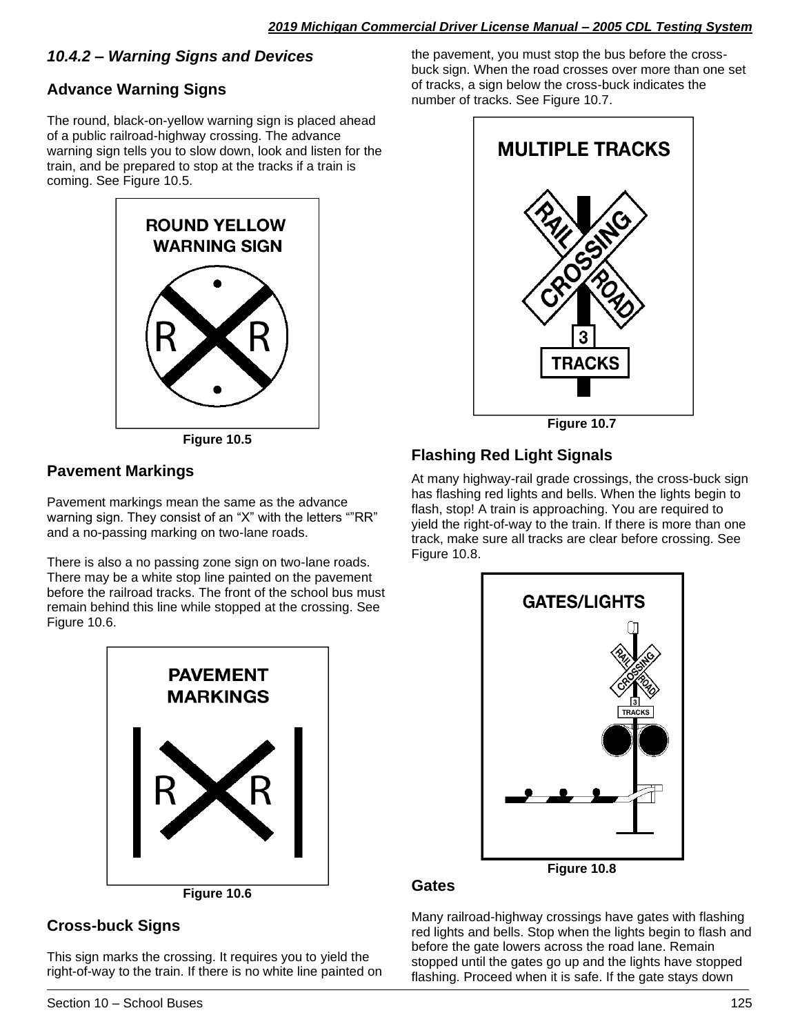### 10.4.2 – Warning Signs and Devices

#### Advance Warning Signs

The round, black-on-yellow warning sign is placed ahead of a public railroad-highway crossing. The advance warning sign tells you to slow down, look and listen for the train, and be prepared to stop at the tracks if a train is coming. See Figure 10.5.

ROUND YELLOW WARNING SIGN

**Figure 10.5**

#### Pavement Markings

Pavement markings mean the same as the advance warning sign. They consist of an “X” with the letters “”RR” and a no-passing marking on two-lane roads.

There is also a no passing zone sign on two-lane roads. There may be a white stop line painted on the pavement before the railroad tracks. The front of the school bus must remain behind this line while stopped at the crossing. See Figure 10.6.

PAVEMENT MARKINGS

**Figure 10.6**

#### Cross-buck Signs

This sign marks the crossing. It requires you to yield the right-of-way to the train. If there is no white line painted on the pavement, you must stop the bus before the cross-buck sign. When the road crosses over more than one set of tracks, a sign below the cross-buck indicates the number of tracks. See Figure 10.7.

MULTIPLE TRACKS

**Figure 10.7**

#### Flashing Red Light Signals

At many highway-rail grade crossings, the cross-buck sign has flashing red lights and bells. When the lights begin to flash, stop! A train is approaching. You are required to yield the right-of-way to the train. If there is more than one track, make sure all tracks are clear before crossing. See Figure 10.8.

GATES/LIGHTS

**Figure 10.8**

#### Gates

Many railroad-highway crossings have gates with flashing red lights and bells. Stop when the lights begin to flash and before the gate lowers across the road lane. Remain stopped until the gates go up and the lights have stopped flashing. Proceed when it is safe. If the gate stays down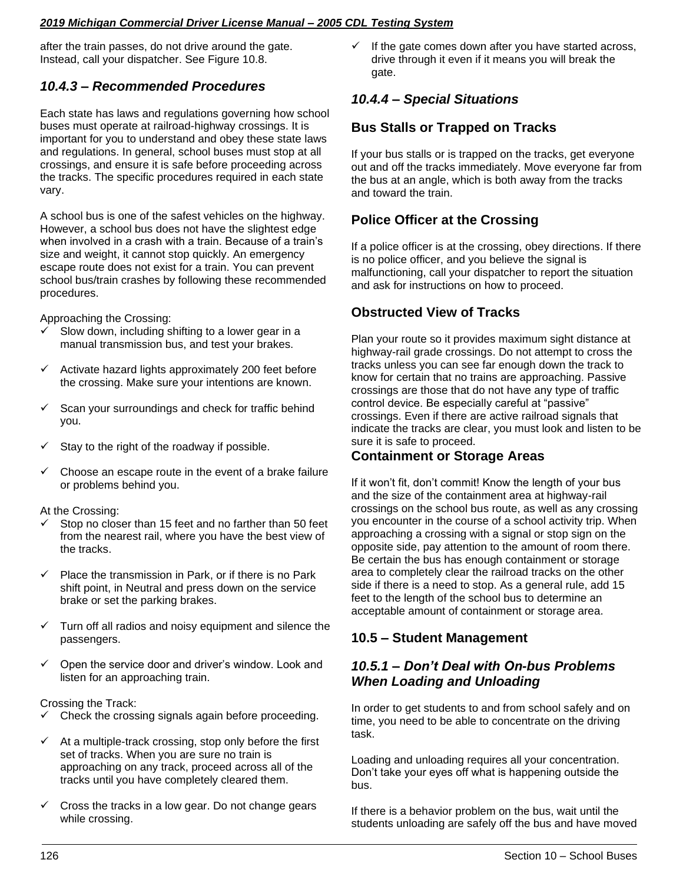after the train passes, do not drive around the gate. Instead, call your dispatcher. See Figure 10.8.

### *10.4.3 – Recommended Procedures*

Each state has laws and regulations governing how school buses must operate at railroad-highway crossings. It is important for you to understand and obey these state laws and regulations. In general, school buses must stop at all crossings, and ensure it is safe before proceeding across the tracks. The specific procedures required in each state vary.

A school bus is one of the safest vehicles on the highway. However, a school bus does not have the slightest edge when involved in a crash with a train. Because of a train's size and weight, it cannot stop quickly. An emergency escape route does not exist for a train. You can prevent school bus/train crashes by following these recommended procedures.

Approaching the Crossing:

- ✓ Slow down, including shifting to a lower gear in a manual transmission bus, and test your brakes.
- ✓ Activate hazard lights approximately 200 feet before the crossing. Make sure your intentions are known.
- ✓ Scan your surroundings and check for traffic behind you.
- ✓ Stay to the right of the roadway if possible.
- ✓ Choose an escape route in the event of a brake failure or problems behind you.

At the Crossing:

- ✓ Stop no closer than 15 feet and no farther than 50 feet from the nearest rail, where you have the best view of the tracks.
- ✓ Place the transmission in Park, or if there is no Park shift point, in Neutral and press down on the service brake or set the parking brakes.
- ✓ Turn off all radios and noisy equipment and silence the passengers.
- ✓ Open the service door and driver's window. Look and listen for an approaching train.

Crossing the Track:

- ✓ Check the crossing signals again before proceeding.
- ✓ At a multiple-track crossing, stop only before the first set of tracks. When you are sure no train is approaching on any track, proceed across all of the tracks until you have completely cleared them.
- ✓ Cross the tracks in a low gear. Do not change gears while crossing.
- ✓ If the gate comes down after you have started across, drive through it even if it means you will break the gate.

### *10.4.4 – Special Situations*

#### Bus Stalls or Trapped on Tracks

If your bus stalls or is trapped on the tracks, get everyone out and off the tracks immediately. Move everyone far from the bus at an angle, which is both away from the tracks and toward the train.

#### Police Officer at the Crossing

If a police officer is at the crossing, obey directions. If there is no police officer, and you believe the signal is malfunctioning, call your dispatcher to report the situation and ask for instructions on how to proceed.

#### Obstructed View of Tracks

Plan your route so it provides maximum sight distance at highway-rail grade crossings. Do not attempt to cross the tracks unless you can see far enough down the track to know for certain that no trains are approaching. Passive crossings are those that do not have any type of traffic control device. Be especially careful at "passive" crossings. Even if there are active railroad signals that indicate the tracks are clear, you must look and listen to be sure it is safe to proceed.

#### Containment or Storage Areas

If it won't fit, don't commit! Know the length of your bus and the size of the containment area at highway-rail crossings on the school bus route, as well as any crossing you encounter in the course of a school activity trip. When approaching a crossing with a signal or stop sign on the opposite side, pay attention to the amount of room there. Be certain the bus has enough containment or storage area to completely clear the railroad tracks on the other side if there is a need to stop. As a general rule, add 15 feet to the length of the school bus to determine an acceptable amount of containment or storage area.

## 10.5 – Student Management

### *10.5.1 – Don't Deal with On-bus Problems When Loading and Unloading*

In order to get students to and from school safely and on time, you need to be able to concentrate on the driving task.

Loading and unloading requires all your concentration. Don't take your eyes off what is happening outside the bus.

If there is a behavior problem on the bus, wait until the students unloading are safely off the bus and have moved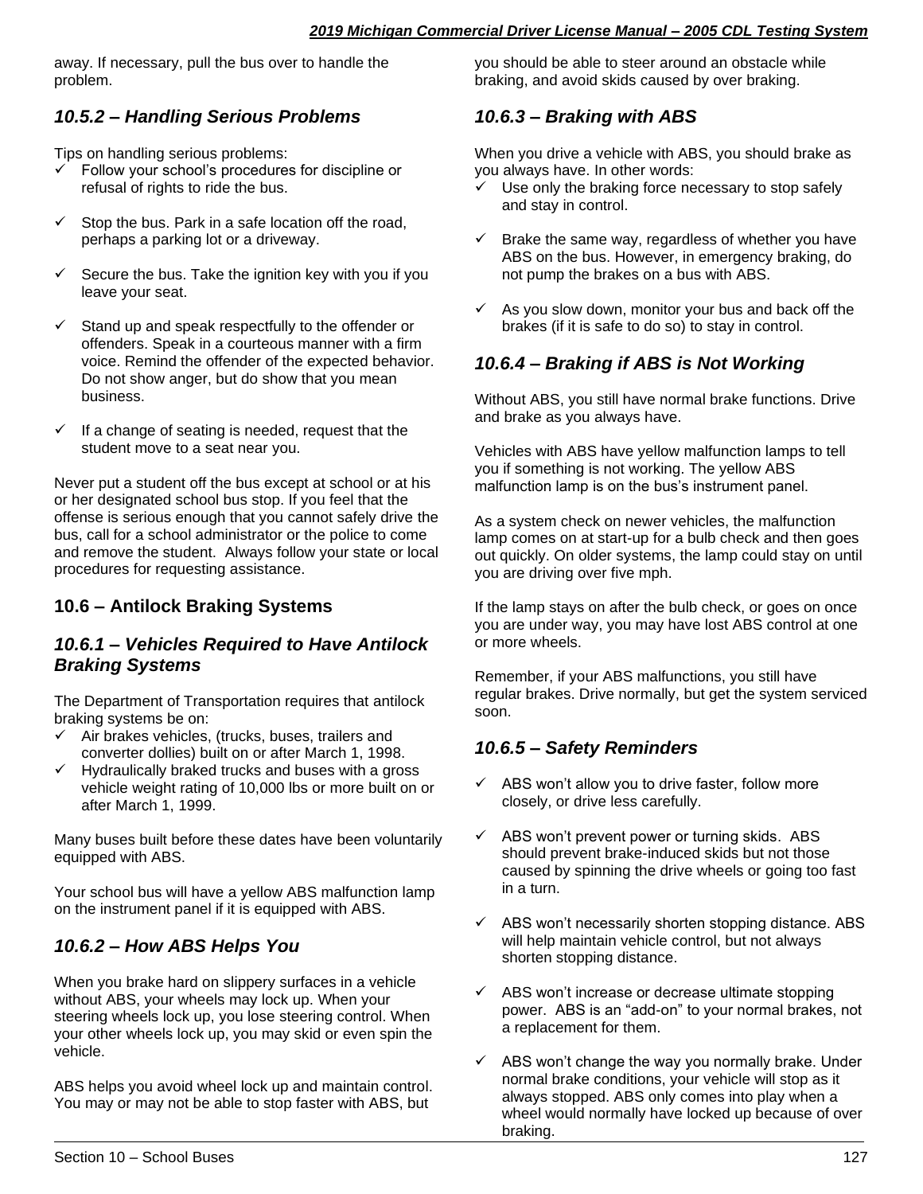away. If necessary, pull the bus over to handle the problem.

### 10.5.2 – Handling Serious Problems

Tips on handling serious problems:

- ✓ Follow your school's procedures for discipline or refusal of rights to ride the bus.
- ✓ Stop the bus. Park in a safe location off the road, perhaps a parking lot or a driveway.
- ✓ Secure the bus. Take the ignition key with you if you leave your seat.
- ✓ Stand up and speak respectfully to the offender or offenders. Speak in a courteous manner with a firm voice. Remind the offender of the expected behavior. Do not show anger, but do show that you mean business.
- ✓ If a change of seating is needed, request that the student move to a seat near you.

Never put a student off the bus except at school or at his or her designated school bus stop. If you feel that the offense is serious enough that you cannot safely drive the bus, call for a school administrator or the police to come and remove the student. Always follow your state or local procedures for requesting assistance.

## 10.6 – Antilock Braking Systems

### 10.6.1 – Vehicles Required to Have Antilock Braking Systems

The Department of Transportation requires that antilock braking systems be on:

- ✓ Air brakes vehicles, (trucks, buses, trailers and converter dollies) built on or after March 1, 1998.
- ✓ Hydraulically braked trucks and buses with a gross vehicle weight rating of 10,000 lbs or more built on or after March 1, 1999.

Many buses built before these dates have been voluntarily equipped with ABS.

Your school bus will have a yellow ABS malfunction lamp on the instrument panel if it is equipped with ABS.

### 10.6.2 – How ABS Helps You

When you brake hard on slippery surfaces in a vehicle without ABS, your wheels may lock up. When your steering wheels lock up, you lose steering control. When your other wheels lock up, you may skid or even spin the vehicle.

ABS helps you avoid wheel lock up and maintain control. You may or may not be able to stop faster with ABS, but you should be able to steer around an obstacle while braking, and avoid skids caused by over braking.

### 10.6.3 – Braking with ABS

When you drive a vehicle with ABS, you should brake as you always have. In other words:

- ✓ Use only the braking force necessary to stop safely and stay in control.
- ✓ Brake the same way, regardless of whether you have ABS on the bus. However, in emergency braking, do not pump the brakes on a bus with ABS.
- ✓ As you slow down, monitor your bus and back off the brakes (if it is safe to do so) to stay in control.

### 10.6.4 – Braking if ABS is Not Working

Without ABS, you still have normal brake functions. Drive and brake as you always have.

Vehicles with ABS have yellow malfunction lamps to tell you if something is not working. The yellow ABS malfunction lamp is on the bus's instrument panel.

As a system check on newer vehicles, the malfunction lamp comes on at start-up for a bulb check and then goes out quickly. On older systems, the lamp could stay on until you are driving over five mph.

If the lamp stays on after the bulb check, or goes on once you are under way, you may have lost ABS control at one or more wheels.

Remember, if your ABS malfunctions, you still have regular brakes. Drive normally, but get the system serviced soon.

### 10.6.5 – Safety Reminders

- ✓ ABS won't allow you to drive faster, follow more closely, or drive less carefully.
- ✓ ABS won't prevent power or turning skids. ABS should prevent brake-induced skids but not those caused by spinning the drive wheels or going too fast in a turn.
- ✓ ABS won't necessarily shorten stopping distance. ABS will help maintain vehicle control, but not always shorten stopping distance.
- ✓ ABS won't increase or decrease ultimate stopping power. ABS is an "add-on" to your normal brakes, not a replacement for them.
- ✓ ABS won't change the way you normally brake. Under normal brake conditions, your vehicle will stop as it always stopped. ABS only comes into play when a wheel would normally have locked up because of over braking.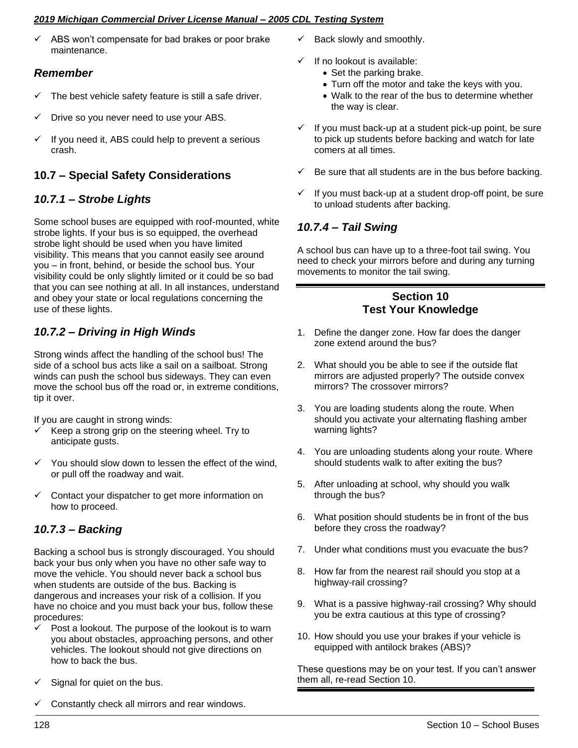- ✓ ABS won't compensate for bad brakes or poor brake maintenance.

### *Remember*

- ✓ The best vehicle safety feature is still a safe driver.
- ✓ Drive so you never need to use your ABS.
- ✓ If you need it, ABS could help to prevent a serious crash.

## 10.7 – Special Safety Considerations

### *10.7.1 – Strobe Lights*

Some school buses are equipped with roof-mounted, white strobe lights. If your bus is so equipped, the overhead strobe light should be used when you have limited visibility. This means that you cannot easily see around you – in front, behind, or beside the school bus. Your visibility could be only slightly limited or it could be so bad that you can see nothing at all. In all instances, understand and obey your state or local regulations concerning the use of these lights.

### *10.7.2 – Driving in High Winds*

Strong winds affect the handling of the school bus! The side of a school bus acts like a sail on a sailboat. Strong winds can push the school bus sideways. They can even move the school bus off the road or, in extreme conditions, tip it over.

If you are caught in strong winds:

- ✓ Keep a strong grip on the steering wheel. Try to anticipate gusts.
- ✓ You should slow down to lessen the effect of the wind, or pull off the roadway and wait.
- ✓ Contact your dispatcher to get more information on how to proceed.

### *10.7.3 – Backing*

Backing a school bus is strongly discouraged. You should back your bus only when you have no other safe way to move the vehicle. You should never back a school bus when students are outside of the bus. Backing is dangerous and increases your risk of a collision. If you have no choice and you must back your bus, follow these procedures:

- ✓ Post a lookout. The purpose of the lookout is to warn you about obstacles, approaching persons, and other vehicles. The lookout should not give directions on how to back the bus.
- ✓ Signal for quiet on the bus.
- ✓ Constantly check all mirrors and rear windows.
- ✓ Back slowly and smoothly.
- ✓ If no lookout is available:
  - Set the parking brake.
  - Turn off the motor and take the keys with you.
  - Walk to the rear of the bus to determine whether the way is clear.
- ✓ If you must back-up at a student pick-up point, be sure to pick up students before backing and watch for late comers at all times.
- ✓ Be sure that all students are in the bus before backing.
- ✓ If you must back-up at a student drop-off point, be sure to unload students after backing.

### *10.7.4 – Tail Swing*

A school bus can have up to a three-foot tail swing. You need to check your mirrors before and during any turning movements to monitor the tail swing.

---

## Section 10 Test Your Knowledge

1. Define the danger zone. How far does the danger zone extend around the bus?
2. What should you be able to see if the outside flat mirrors are adjusted properly? The outside convex mirrors? The crossover mirrors?
3. You are loading students along the route. When should you activate your alternating flashing amber warning lights?
4. You are unloading students along your route. Where should students walk to after exiting the bus?
5. After unloading at school, why should you walk through the bus?
6. What position should students be in front of the bus before they cross the roadway?
7. Under what conditions must you evacuate the bus?
8. How far from the nearest rail should you stop at a highway-rail crossing?
9. What is a passive highway-rail crossing? Why should you be extra cautious at this type of crossing?
10. How should you use your brakes if your vehicle is equipped with antilock brakes (ABS)?

These questions may be on your test. If you can't answer them all, re-read Section 10.

---